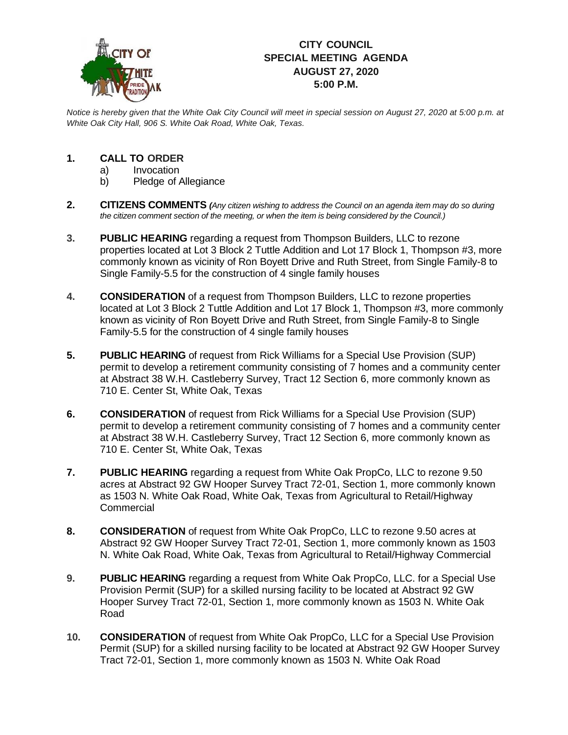# CITY COUNCIL
## SPECIAL MEETING AGENDA
## AUGUST 27, 2020
## 5:00 P.M.

*Notice is hereby given that the White Oak City Council will meet in special session on August 27, 2020 at 5:00 p.m. at White Oak City Hall, 906 S. White Oak Road, White Oak, Texas.*

1. **CALL TO ORDER**
   a) Invocation
   b) Pledge of Allegiance

2. **CITIZENS COMMENTS** *(Any citizen wishing to address the Council on an agenda item may do so during the citizen comment section of the meeting, or when the item is being considered by the Council.)*

3. **PUBLIC HEARING** regarding a request from Thompson Builders, LLC to rezone properties located at Lot 3 Block 2 Tuttle Addition and Lot 17 Block 1, Thompson #3, more commonly known as vicinity of Ron Boyett Drive and Ruth Street, from Single Family-8 to Single Family-5.5 for the construction of 4 single family houses

4. **CONSIDERATION** of a request from Thompson Builders, LLC to rezone properties located at Lot 3 Block 2 Tuttle Addition and Lot 17 Block 1, Thompson #3, more commonly known as vicinity of Ron Boyett Drive and Ruth Street, from Single Family-8 to Single Family-5.5 for the construction of 4 single family houses

5. **PUBLIC HEARING** of request from Rick Williams for a Special Use Provision (SUP) permit to develop a retirement community consisting of 7 homes and a community center at Abstract 38 W.H. Castleberry Survey, Tract 12 Section 6, more commonly known as 710 E. Center St, White Oak, Texas

6. **CONSIDERATION** of request from Rick Williams for a Special Use Provision (SUP) permit to develop a retirement community consisting of 7 homes and a community center at Abstract 38 W.H. Castleberry Survey, Tract 12 Section 6, more commonly known as 710 E. Center St, White Oak, Texas

7. **PUBLIC HEARING** regarding a request from White Oak PropCo, LLC to rezone 9.50 acres at Abstract 92 GW Hooper Survey Tract 72-01, Section 1, more commonly known as 1503 N. White Oak Road, White Oak, Texas from Agricultural to Retail/Highway Commercial

8. **CONSIDERATION** of request from White Oak PropCo, LLC to rezone 9.50 acres at Abstract 92 GW Hooper Survey Tract 72-01, Section 1, more commonly known as 1503 N. White Oak Road, White Oak, Texas from Agricultural to Retail/Highway Commercial

9. **PUBLIC HEARING** regarding a request from White Oak PropCo, LLC. for a Special Use Provision Permit (SUP) for a skilled nursing facility to be located at Abstract 92 GW Hooper Survey Tract 72-01, Section 1, more commonly known as 1503 N. White Oak Road

10. **CONSIDERATION** of request from White Oak PropCo, LLC for a Special Use Provision Permit (SUP) for a skilled nursing facility to be located at Abstract 92 GW Hooper Survey Tract 72-01, Section 1, more commonly known as 1503 N. White Oak Road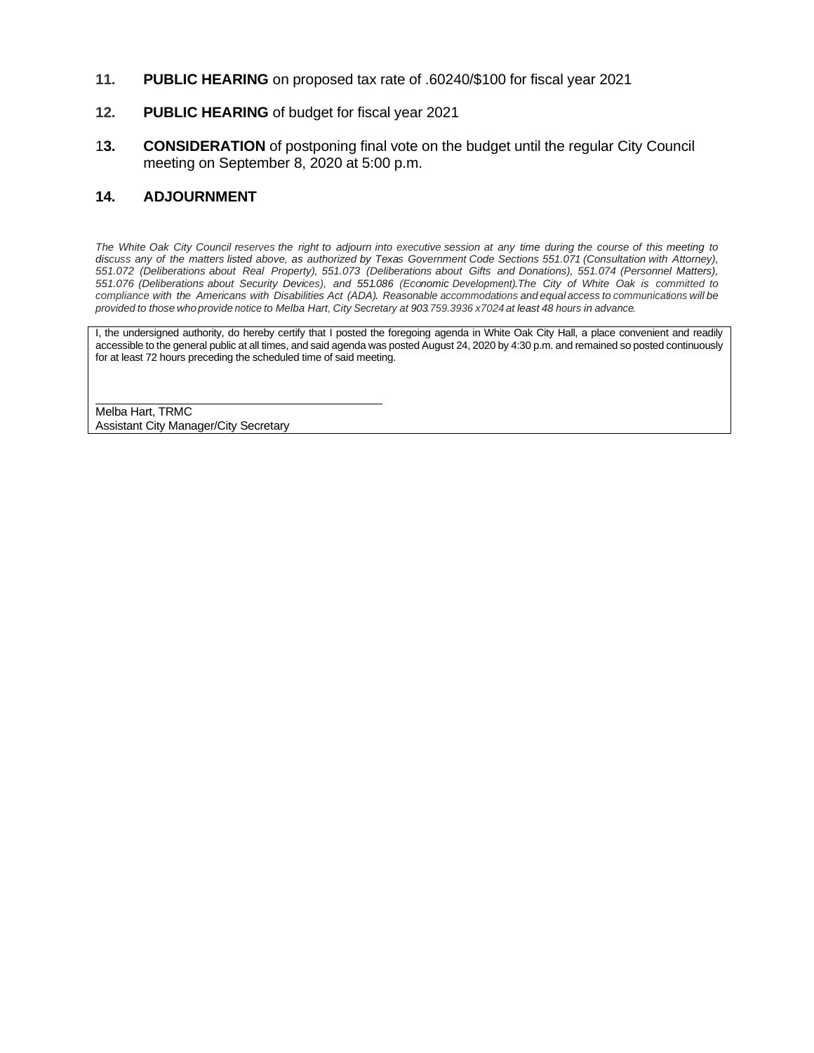**11.** **PUBLIC HEARING** on proposed tax rate of .60240/$100 for fiscal year 2021

**12.** **PUBLIC HEARING** of budget for fiscal year 2021

**13.** **CONSIDERATION** of postponing final vote on the budget until the regular City Council meeting on September 8, 2020 at 5:00 p.m.

**14.** **ADJOURNMENT**

*The White Oak City Council reserves the right to adjourn into executive session at any time during the course of this meeting to discuss any of the matters listed above, as authorized by Texas Government Code Sections 551.071 (Consultation with Attorney), 551.072 (Deliberations about Real Property), 551.073 (Deliberations about Gifts and Donations), 551.074 (Personnel Matters), 551.076 (Deliberations about Security Devices), and 551.086 (Economic Development). The City of White Oak is committed to compliance with the Americans with Disabilities Act (ADA). Reasonable accommodations and equal access to communications will be provided to those who provide notice to Melba Hart, City Secretary at 903.759.3936 x7024 at least 48 hours in advance.*

I, the undersigned authority, do hereby certify that I posted the foregoing agenda in White Oak City Hall, a place convenient and readily accessible to the general public at all times, and said agenda was posted August 24, 2020 by 4:30 p.m. and remained so posted continuously for at least 72 hours preceding the scheduled time of said meeting.

\_\_\_\_\_\_\_\_\_\_\_\_\_\_\_\_\_\_\_\_\_\_\_\_\_\_\_\_\_\_\_\_\_\_\_\_\_\_\_\_

Melba Hart, TRMC
Assistant City Manager/City Secretary